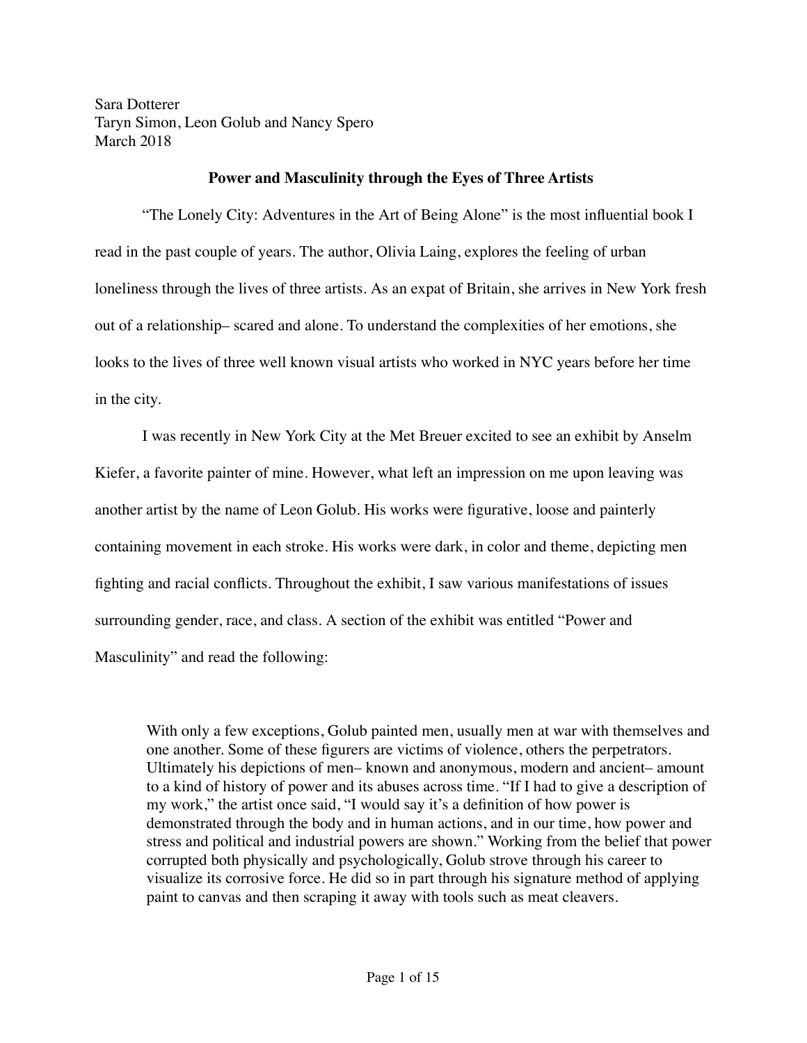Sara Dotterer
Taryn Simon, Leon Golub and Nancy Spero
March 2018

**Power and Masculinity through the Eyes of Three Artists**

"The Lonely City: Adventures in the Art of Being Alone" is the most influential book I read in the past couple of years. The author, Olivia Laing, explores the feeling of urban loneliness through the lives of three artists. As an expat of Britain, she arrives in New York fresh out of a relationship– scared and alone. To understand the complexities of her emotions, she looks to the lives of three well known visual artists who worked in NYC years before her time in the city.

I was recently in New York City at the Met Breuer excited to see an exhibit by Anselm Kiefer, a favorite painter of mine. However, what left an impression on me upon leaving was another artist by the name of Leon Golub. His works were figurative, loose and painterly containing movement in each stroke. His works were dark, in color and theme, depicting men fighting and racial conflicts. Throughout the exhibit, I saw various manifestations of issues surrounding gender, race, and class. A section of the exhibit was entitled "Power and Masculinity" and read the following:

> With only a few exceptions, Golub painted men, usually men at war with themselves and one another. Some of these figurers are victims of violence, others the perpetrators. Ultimately his depictions of men– known and anonymous, modern and ancient– amount to a kind of history of power and its abuses across time. "If I had to give a description of my work," the artist once said, "I would say it's a definition of how power is demonstrated through the body and in human actions, and in our time, how power and stress and political and industrial powers are shown." Working from the belief that power corrupted both physically and psychologically, Golub strove through his career to visualize its corrosive force. He did so in part through his signature method of applying paint to canvas and then scraping it away with tools such as meat cleavers.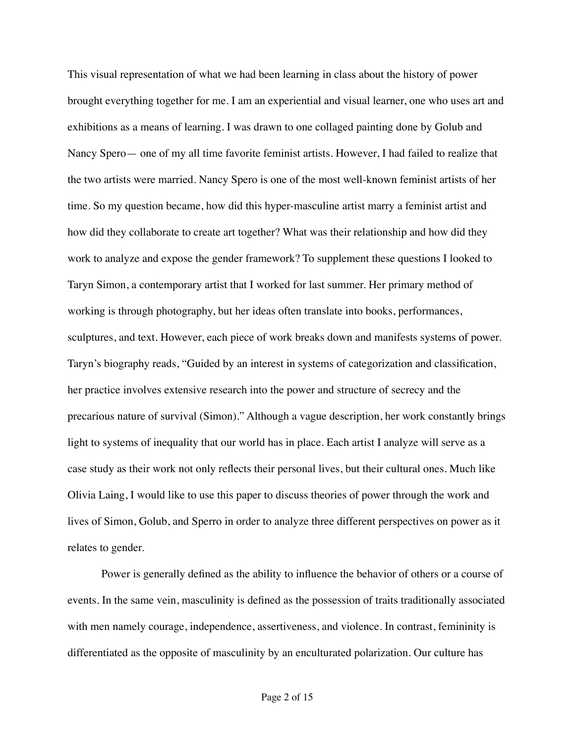This visual representation of what we had been learning in class about the history of power brought everything together for me. I am an experiential and visual learner, one who uses art and exhibitions as a means of learning. I was drawn to one collaged painting done by Golub and Nancy Spero— one of my all time favorite feminist artists. However, I had failed to realize that the two artists were married. Nancy Spero is one of the most well-known feminist artists of her time. So my question became, how did this hyper-masculine artist marry a feminist artist and how did they collaborate to create art together? What was their relationship and how did they work to analyze and expose the gender framework? To supplement these questions I looked to Taryn Simon, a contemporary artist that I worked for last summer. Her primary method of working is through photography, but her ideas often translate into books, performances, sculptures, and text. However, each piece of work breaks down and manifests systems of power. Taryn's biography reads, "Guided by an interest in systems of categorization and classification, her practice involves extensive research into the power and structure of secrecy and the precarious nature of survival (Simon)." Although a vague description, her work constantly brings light to systems of inequality that our world has in place. Each artist I analyze will serve as a case study as their work not only reflects their personal lives, but their cultural ones. Much like Olivia Laing, I would like to use this paper to discuss theories of power through the work and lives of Simon, Golub, and Sperro in order to analyze three different perspectives on power as it relates to gender.

Power is generally defined as the ability to influence the behavior of others or a course of events. In the same vein, masculinity is defined as the possession of traits traditionally associated with men namely courage, independence, assertiveness, and violence. In contrast, femininity is differentiated as the opposite of masculinity by an enculturated polarization. Our culture has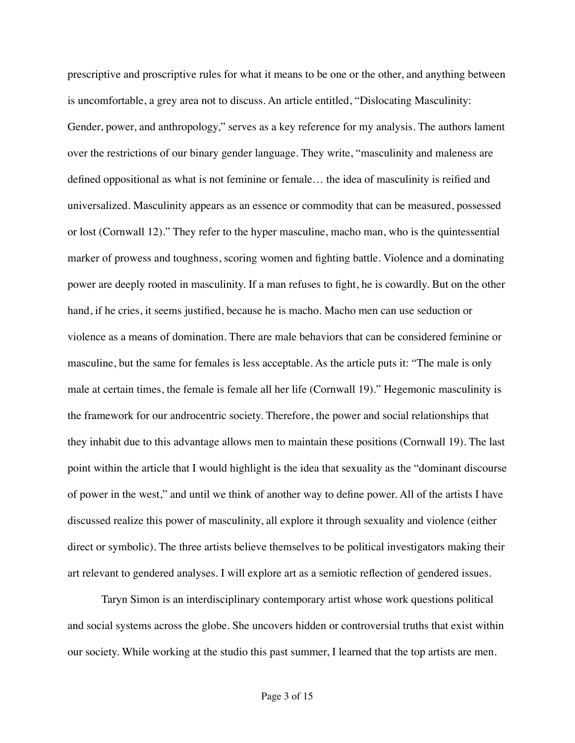prescriptive and proscriptive rules for what it means to be one or the other, and anything between is uncomfortable, a grey area not to discuss. An article entitled, "Dislocating Masculinity: Gender, power, and anthropology," serves as a key reference for my analysis. The authors lament over the restrictions of our binary gender language. They write, "masculinity and maleness are defined oppositional as what is not feminine or female… the idea of masculinity is reified and universalized. Masculinity appears as an essence or commodity that can be measured, possessed or lost (Cornwall 12)." They refer to the hyper masculine, macho man, who is the quintessential marker of prowess and toughness, scoring women and fighting battle. Violence and a dominating power are deeply rooted in masculinity. If a man refuses to fight, he is cowardly. But on the other hand, if he cries, it seems justified, because he is macho. Macho men can use seduction or violence as a means of domination. There are male behaviors that can be considered feminine or masculine, but the same for females is less acceptable. As the article puts it: "The male is only male at certain times, the female is female all her life (Cornwall 19)." Hegemonic masculinity is the framework for our androcentric society. Therefore, the power and social relationships that they inhabit due to this advantage allows men to maintain these positions (Cornwall 19). The last point within the article that I would highlight is the idea that sexuality as the "dominant discourse of power in the west," and until we think of another way to define power. All of the artists I have discussed realize this power of masculinity, all explore it through sexuality and violence (either direct or symbolic). The three artists believe themselves to be political investigators making their art relevant to gendered analyses. I will explore art as a semiotic reflection of gendered issues.

Taryn Simon is an interdisciplinary contemporary artist whose work questions political and social systems across the globe. She uncovers hidden or controversial truths that exist within our society. While working at the studio this past summer, I learned that the top artists are men.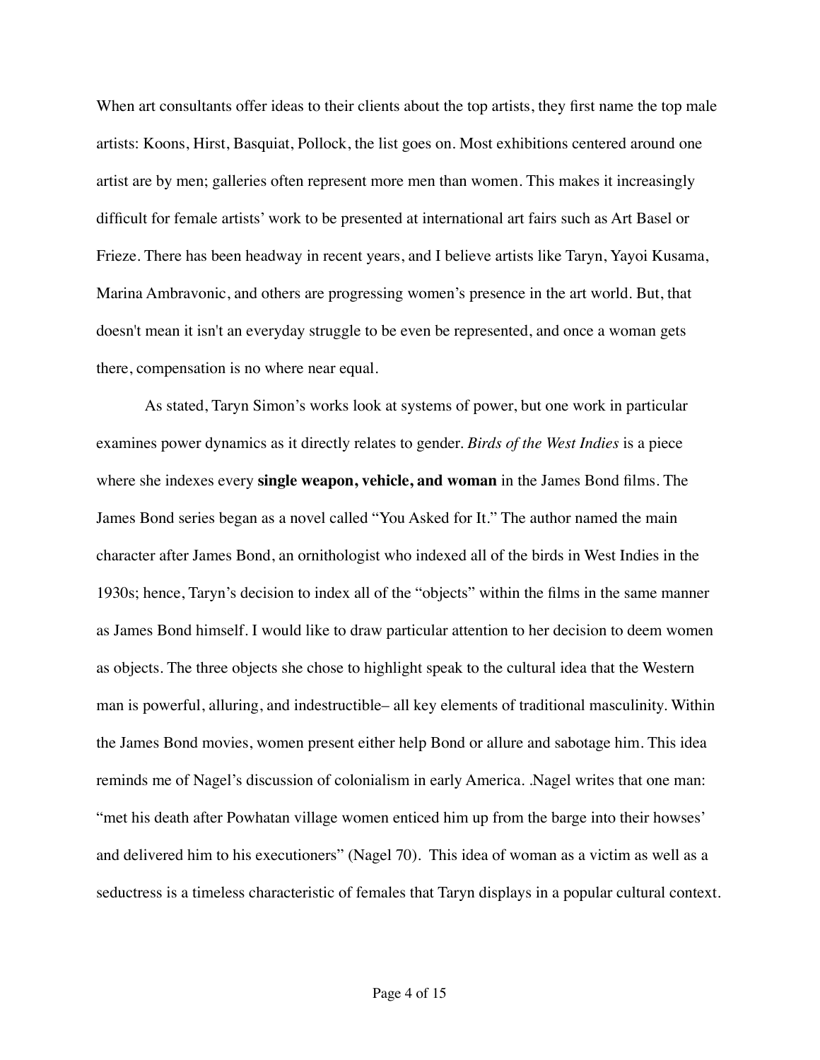When art consultants offer ideas to their clients about the top artists, they first name the top male artists: Koons, Hirst, Basquiat, Pollock, the list goes on. Most exhibitions centered around one artist are by men; galleries often represent more men than women. This makes it increasingly difficult for female artists' work to be presented at international art fairs such as Art Basel or Frieze. There has been headway in recent years, and I believe artists like Taryn, Yayoi Kusama, Marina Ambravonic, and others are progressing women's presence in the art world. But, that doesn't mean it isn't an everyday struggle to be even be represented, and once a woman gets there, compensation is no where near equal.

As stated, Taryn Simon's works look at systems of power, but one work in particular examines power dynamics as it directly relates to gender. *Birds of the West Indies* is a piece where she indexes every **single weapon, vehicle, and woman** in the James Bond films. The James Bond series began as a novel called "You Asked for It." The author named the main character after James Bond, an ornithologist who indexed all of the birds in West Indies in the 1930s; hence, Taryn's decision to index all of the "objects" within the films in the same manner as James Bond himself. I would like to draw particular attention to her decision to deem women as objects. The three objects she chose to highlight speak to the cultural idea that the Western man is powerful, alluring, and indestructible– all key elements of traditional masculinity. Within the James Bond movies, women present either help Bond or allure and sabotage him. This idea reminds me of Nagel's discussion of colonialism in early America. .Nagel writes that one man: "met his death after Powhatan village women enticed him up from the barge into their howses' and delivered him to his executioners" (Nagel 70). This idea of woman as a victim as well as a seductress is a timeless characteristic of females that Taryn displays in a popular cultural context.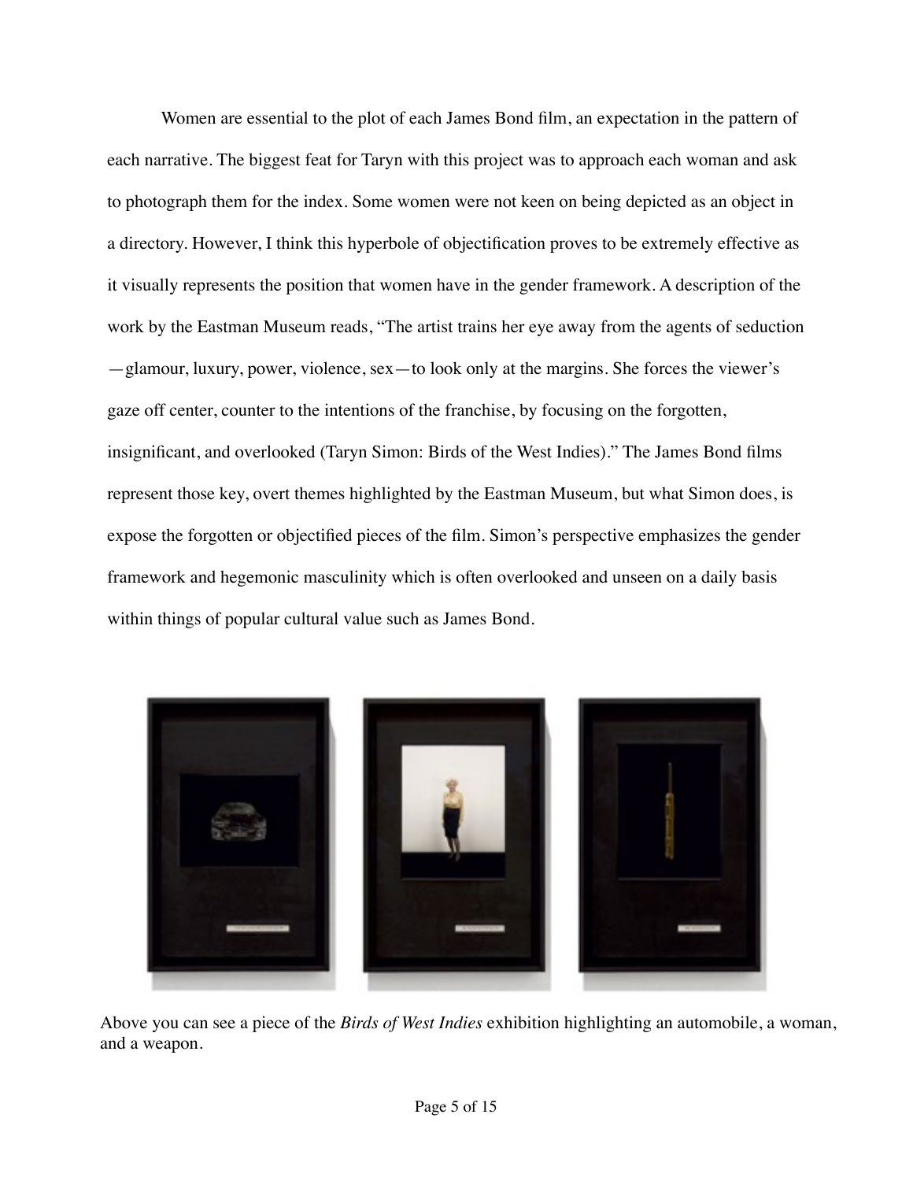Women are essential to the plot of each James Bond film, an expectation in the pattern of each narrative. The biggest feat for Taryn with this project was to approach each woman and ask to photograph them for the index. Some women were not keen on being depicted as an object in a directory. However, I think this hyperbole of objectification proves to be extremely effective as it visually represents the position that women have in the gender framework. A description of the work by the Eastman Museum reads, "The artist trains her eye away from the agents of seduction —glamour, luxury, power, violence, sex—to look only at the margins. She forces the viewer's gaze off center, counter to the intentions of the franchise, by focusing on the forgotten, insignificant, and overlooked (Taryn Simon: Birds of the West Indies)." The James Bond films represent those key, overt themes highlighted by the Eastman Museum, but what Simon does, is expose the forgotten or objectified pieces of the film. Simon's perspective emphasizes the gender framework and hegemonic masculinity which is often overlooked and unseen on a daily basis within things of popular cultural value such as James Bond.

Above you can see a piece of the *Birds of West Indies* exhibition highlighting an automobile, a woman, and a weapon.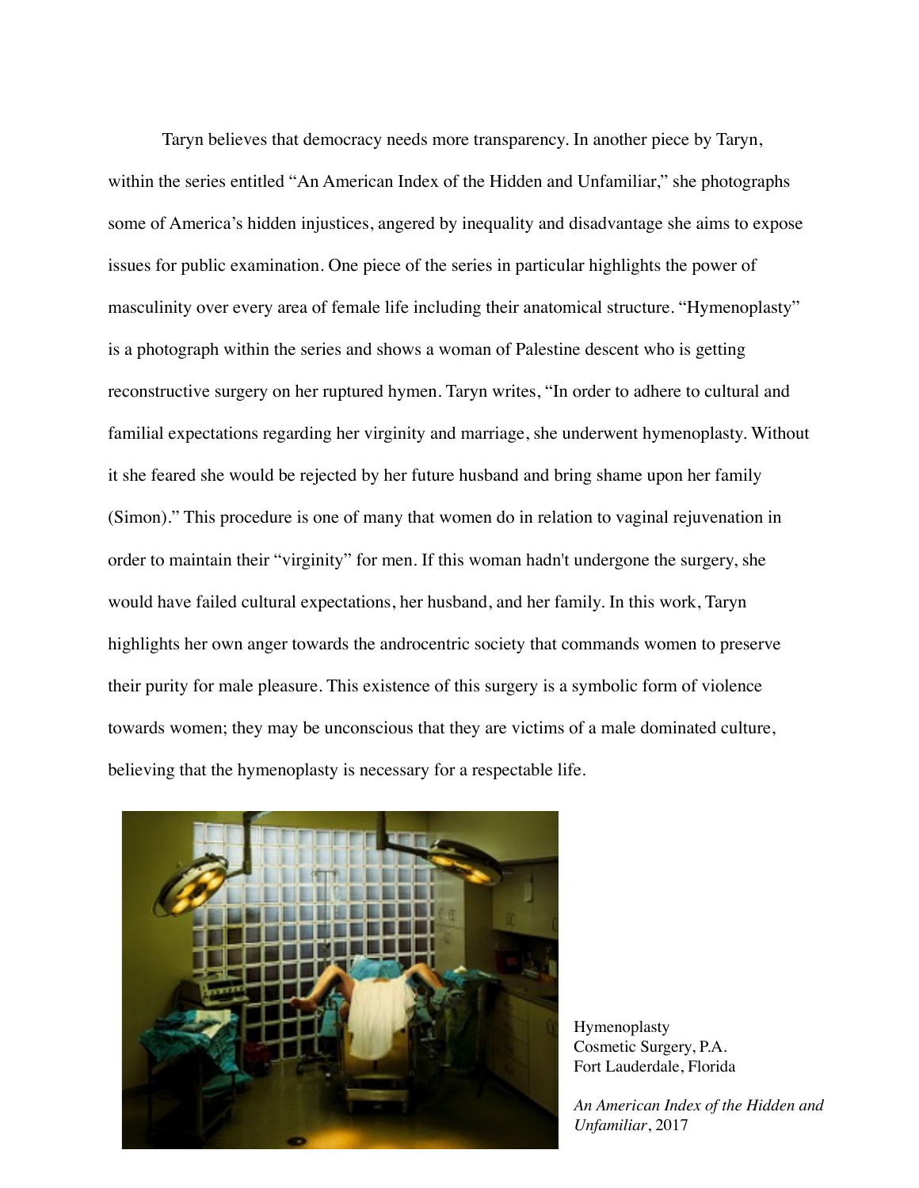Taryn believes that democracy needs more transparency. In another piece by Taryn, within the series entitled "An American Index of the Hidden and Unfamiliar," she photographs some of America's hidden injustices, angered by inequality and disadvantage she aims to expose issues for public examination. One piece of the series in particular highlights the power of masculinity over every area of female life including their anatomical structure. "Hymenoplasty" is a photograph within the series and shows a woman of Palestine descent who is getting reconstructive surgery on her ruptured hymen. Taryn writes, "In order to adhere to cultural and familial expectations regarding her virginity and marriage, she underwent hymenoplasty. Without it she feared she would be rejected by her future husband and bring shame upon her family (Simon)." This procedure is one of many that women do in relation to vaginal rejuvenation in order to maintain their "virginity" for men. If this woman hadn't undergone the surgery, she would have failed cultural expectations, her husband, and her family. In this work, Taryn highlights her own anger towards the androcentric society that commands women to preserve their purity for male pleasure. This existence of this surgery is a symbolic form of violence towards women; they may be unconscious that they are victims of a male dominated culture, believing that the hymenoplasty is necessary for a respectable life.

Hymenoplasty
Cosmetic Surgery, P.A.
Fort Lauderdale, Florida

*An American Index of the Hidden and Unfamiliar*, 2017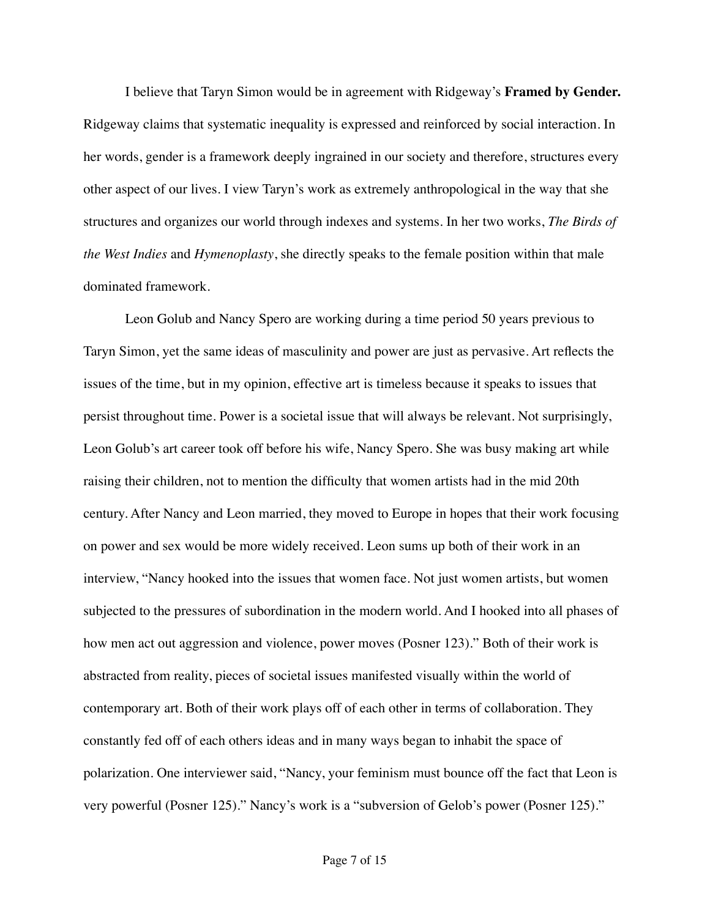I believe that Taryn Simon would be in agreement with Ridgeway's **Framed by Gender.** Ridgeway claims that systematic inequality is expressed and reinforced by social interaction. In her words, gender is a framework deeply ingrained in our society and therefore, structures every other aspect of our lives. I view Taryn's work as extremely anthropological in the way that she structures and organizes our world through indexes and systems. In her two works, *The Birds of the West Indies* and *Hymenoplasty*, she directly speaks to the female position within that male dominated framework.

Leon Golub and Nancy Spero are working during a time period 50 years previous to Taryn Simon, yet the same ideas of masculinity and power are just as pervasive. Art reflects the issues of the time, but in my opinion, effective art is timeless because it speaks to issues that persist throughout time. Power is a societal issue that will always be relevant. Not surprisingly, Leon Golub's art career took off before his wife, Nancy Spero. She was busy making art while raising their children, not to mention the difficulty that women artists had in the mid 20th century. After Nancy and Leon married, they moved to Europe in hopes that their work focusing on power and sex would be more widely received. Leon sums up both of their work in an interview, "Nancy hooked into the issues that women face. Not just women artists, but women subjected to the pressures of subordination in the modern world. And I hooked into all phases of how men act out aggression and violence, power moves (Posner 123)." Both of their work is abstracted from reality, pieces of societal issues manifested visually within the world of contemporary art. Both of their work plays off of each other in terms of collaboration. They constantly fed off of each others ideas and in many ways began to inhabit the space of polarization. One interviewer said, "Nancy, your feminism must bounce off the fact that Leon is very powerful (Posner 125)." Nancy's work is a "subversion of Gelob's power (Posner 125)."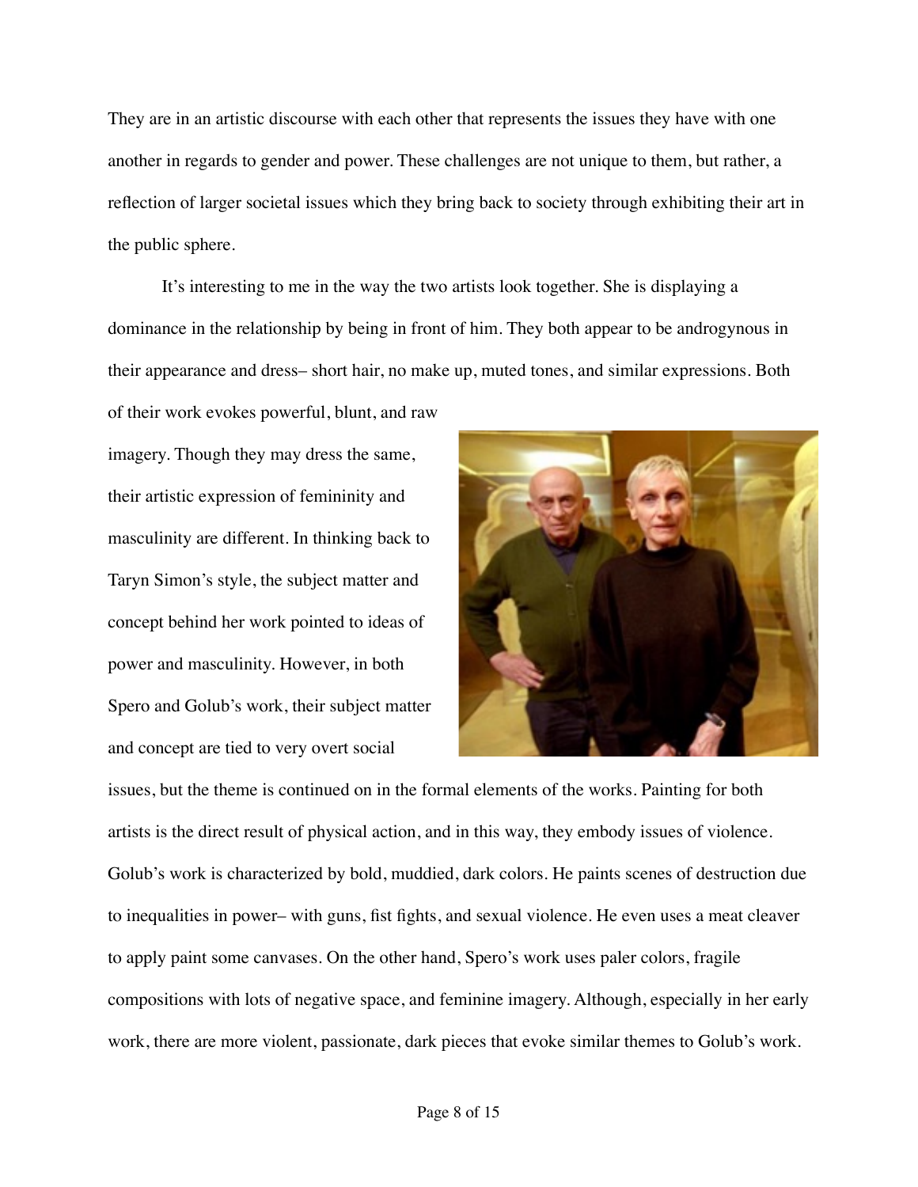They are in an artistic discourse with each other that represents the issues they have with one another in regards to gender and power. These challenges are not unique to them, but rather, a reflection of larger societal issues which they bring back to society through exhibiting their art in the public sphere.

It's interesting to me in the way the two artists look together. She is displaying a dominance in the relationship by being in front of him. They both appear to be androgynous in their appearance and dress– short hair, no make up, muted tones, and similar expressions. Both of their work evokes powerful, blunt, and raw imagery. Though they may dress the same, their artistic expression of femininity and masculinity are different. In thinking back to Taryn Simon's style, the subject matter and concept behind her work pointed to ideas of power and masculinity. However, in both Spero and Golub's work, their subject matter and concept are tied to very overt social issues, but the theme is continued on in the formal elements of the works. Painting for both artists is the direct result of physical action, and in this way, they embody issues of violence. Golub's work is characterized by bold, muddied, dark colors. He paints scenes of destruction due to inequalities in power– with guns, fist fights, and sexual violence. He even uses a meat cleaver to apply paint some canvases. On the other hand, Spero's work uses paler colors, fragile compositions with lots of negative space, and feminine imagery. Although, especially in her early work, there are more violent, passionate, dark pieces that evoke similar themes to Golub's work.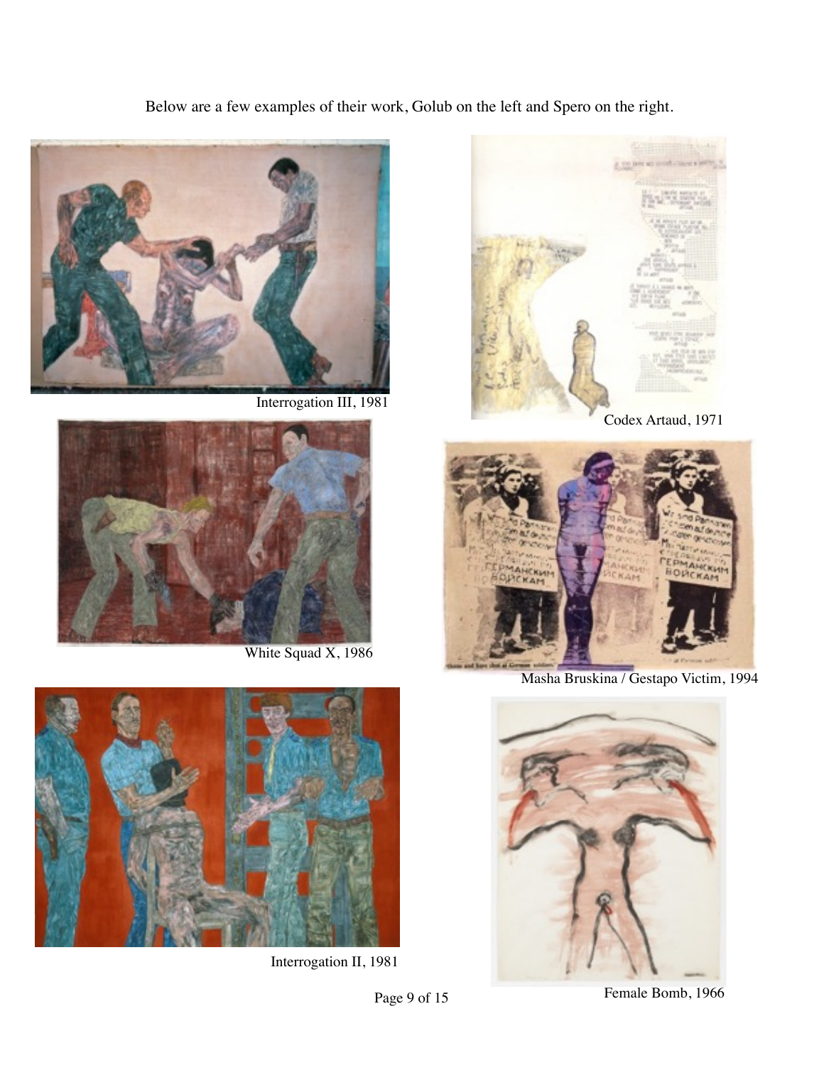Below are a few examples of their work, Golub on the left and Spero on the right.

Interrogation III, 1981

Codex Artaud, 1971

White Squad X, 1986

Masha Bruskina / Gestapo Victim, 1994

Interrogation II, 1981

Female Bomb, 1966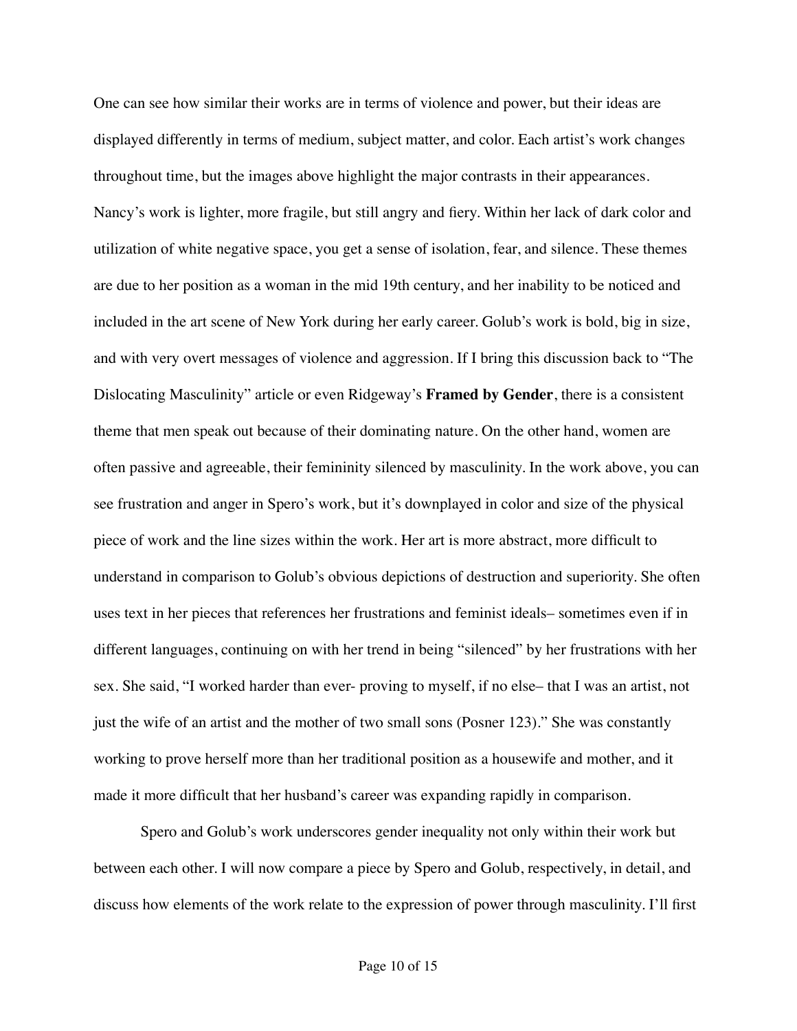One can see how similar their works are in terms of violence and power, but their ideas are displayed differently in terms of medium, subject matter, and color. Each artist's work changes throughout time, but the images above highlight the major contrasts in their appearances. Nancy's work is lighter, more fragile, but still angry and fiery. Within her lack of dark color and utilization of white negative space, you get a sense of isolation, fear, and silence. These themes are due to her position as a woman in the mid 19th century, and her inability to be noticed and included in the art scene of New York during her early career. Golub's work is bold, big in size, and with very overt messages of violence and aggression. If I bring this discussion back to "The Dislocating Masculinity" article or even Ridgeway's **Framed by Gender**, there is a consistent theme that men speak out because of their dominating nature. On the other hand, women are often passive and agreeable, their femininity silenced by masculinity. In the work above, you can see frustration and anger in Spero's work, but it's downplayed in color and size of the physical piece of work and the line sizes within the work. Her art is more abstract, more difficult to understand in comparison to Golub's obvious depictions of destruction and superiority. She often uses text in her pieces that references her frustrations and feminist ideals– sometimes even if in different languages, continuing on with her trend in being "silenced" by her frustrations with her sex. She said, "I worked harder than ever- proving to myself, if no else– that I was an artist, not just the wife of an artist and the mother of two small sons (Posner 123)." She was constantly working to prove herself more than her traditional position as a housewife and mother, and it made it more difficult that her husband's career was expanding rapidly in comparison.

Spero and Golub's work underscores gender inequality not only within their work but between each other. I will now compare a piece by Spero and Golub, respectively, in detail, and discuss how elements of the work relate to the expression of power through masculinity. I'll first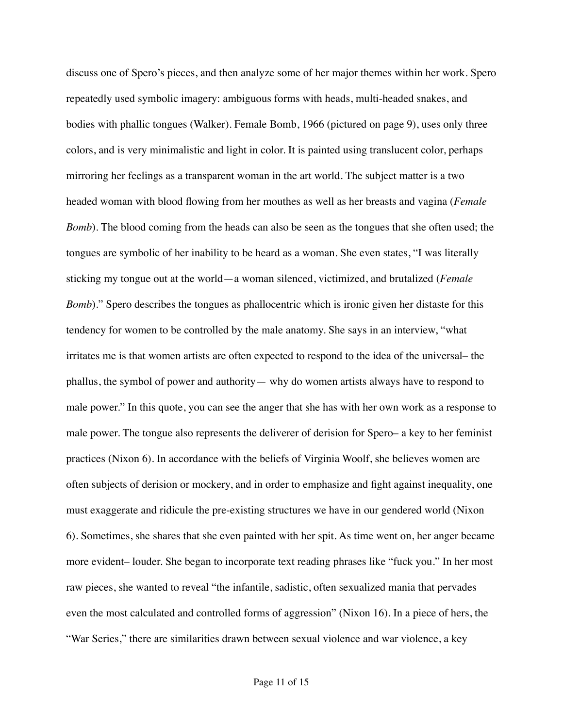discuss one of Spero's pieces, and then analyze some of her major themes within her work. Spero repeatedly used symbolic imagery: ambiguous forms with heads, multi-headed snakes, and bodies with phallic tongues (Walker). Female Bomb, 1966 (pictured on page 9), uses only three colors, and is very minimalistic and light in color. It is painted using translucent color, perhaps mirroring her feelings as a transparent woman in the art world. The subject matter is a two headed woman with blood flowing from her mouthes as well as her breasts and vagina (*Female Bomb*). The blood coming from the heads can also be seen as the tongues that she often used; the tongues are symbolic of her inability to be heard as a woman. She even states, "I was literally sticking my tongue out at the world—a woman silenced, victimized, and brutalized (*Female Bomb*)." Spero describes the tongues as phallocentric which is ironic given her distaste for this tendency for women to be controlled by the male anatomy. She says in an interview, "what irritates me is that women artists are often expected to respond to the idea of the universal– the phallus, the symbol of power and authority— why do women artists always have to respond to male power." In this quote, you can see the anger that she has with her own work as a response to male power. The tongue also represents the deliverer of derision for Spero– a key to her feminist practices (Nixon 6). In accordance with the beliefs of Virginia Woolf, she believes women are often subjects of derision or mockery, and in order to emphasize and fight against inequality, one must exaggerate and ridicule the pre-existing structures we have in our gendered world (Nixon 6). Sometimes, she shares that she even painted with her spit. As time went on, her anger became more evident– louder. She began to incorporate text reading phrases like "fuck you." In her most raw pieces, she wanted to reveal "the infantile, sadistic, often sexualized mania that pervades even the most calculated and controlled forms of aggression" (Nixon 16). In a piece of hers, the "War Series," there are similarities drawn between sexual violence and war violence, a key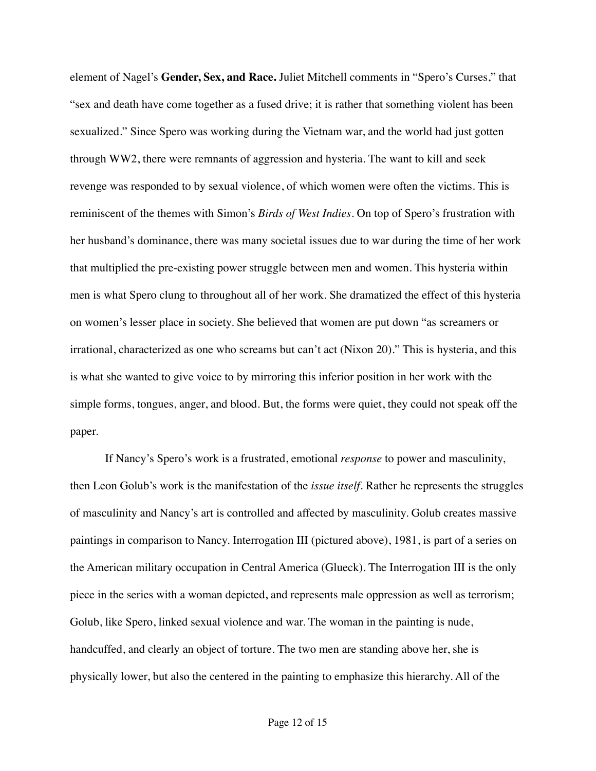element of Nagel's **Gender, Sex, and Race.** Juliet Mitchell comments in "Spero's Curses," that "sex and death have come together as a fused drive; it is rather that something violent has been sexualized." Since Spero was working during the Vietnam war, and the world had just gotten through WW2, there were remnants of aggression and hysteria. The want to kill and seek revenge was responded to by sexual violence, of which women were often the victims. This is reminiscent of the themes with Simon's *Birds of West Indies*. On top of Spero's frustration with her husband's dominance, there was many societal issues due to war during the time of her work that multiplied the pre-existing power struggle between men and women. This hysteria within men is what Spero clung to throughout all of her work. She dramatized the effect of this hysteria on women's lesser place in society. She believed that women are put down "as screamers or irrational, characterized as one who screams but can't act (Nixon 20)." This is hysteria, and this is what she wanted to give voice to by mirroring this inferior position in her work with the simple forms, tongues, anger, and blood. But, the forms were quiet, they could not speak off the paper.

If Nancy's Spero's work is a frustrated, emotional *response* to power and masculinity, then Leon Golub's work is the manifestation of the *issue itself*. Rather he represents the struggles of masculinity and Nancy's art is controlled and affected by masculinity. Golub creates massive paintings in comparison to Nancy. Interrogation III (pictured above), 1981, is part of a series on the American military occupation in Central America (Glueck). The Interrogation III is the only piece in the series with a woman depicted, and represents male oppression as well as terrorism; Golub, like Spero, linked sexual violence and war. The woman in the painting is nude, handcuffed, and clearly an object of torture. The two men are standing above her, she is physically lower, but also the centered in the painting to emphasize this hierarchy. All of the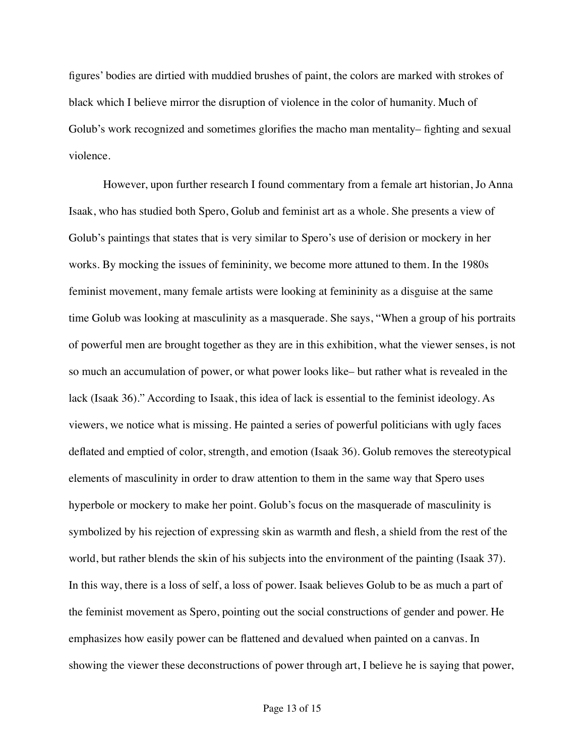figures' bodies are dirtied with muddied brushes of paint, the colors are marked with strokes of black which I believe mirror the disruption of violence in the color of humanity. Much of Golub's work recognized and sometimes glorifies the macho man mentality– fighting and sexual violence.

However, upon further research I found commentary from a female art historian, Jo Anna Isaak, who has studied both Spero, Golub and feminist art as a whole. She presents a view of Golub's paintings that states that is very similar to Spero's use of derision or mockery in her works. By mocking the issues of femininity, we become more attuned to them. In the 1980s feminist movement, many female artists were looking at femininity as a disguise at the same time Golub was looking at masculinity as a masquerade. She says, "When a group of his portraits of powerful men are brought together as they are in this exhibition, what the viewer senses, is not so much an accumulation of power, or what power looks like– but rather what is revealed in the lack (Isaak 36)." According to Isaak, this idea of lack is essential to the feminist ideology. As viewers, we notice what is missing. He painted a series of powerful politicians with ugly faces deflated and emptied of color, strength, and emotion (Isaak 36). Golub removes the stereotypical elements of masculinity in order to draw attention to them in the same way that Spero uses hyperbole or mockery to make her point. Golub's focus on the masquerade of masculinity is symbolized by his rejection of expressing skin as warmth and flesh, a shield from the rest of the world, but rather blends the skin of his subjects into the environment of the painting (Isaak 37). In this way, there is a loss of self, a loss of power. Isaak believes Golub to be as much a part of the feminist movement as Spero, pointing out the social constructions of gender and power. He emphasizes how easily power can be flattened and devalued when painted on a canvas. In showing the viewer these deconstructions of power through art, I believe he is saying that power,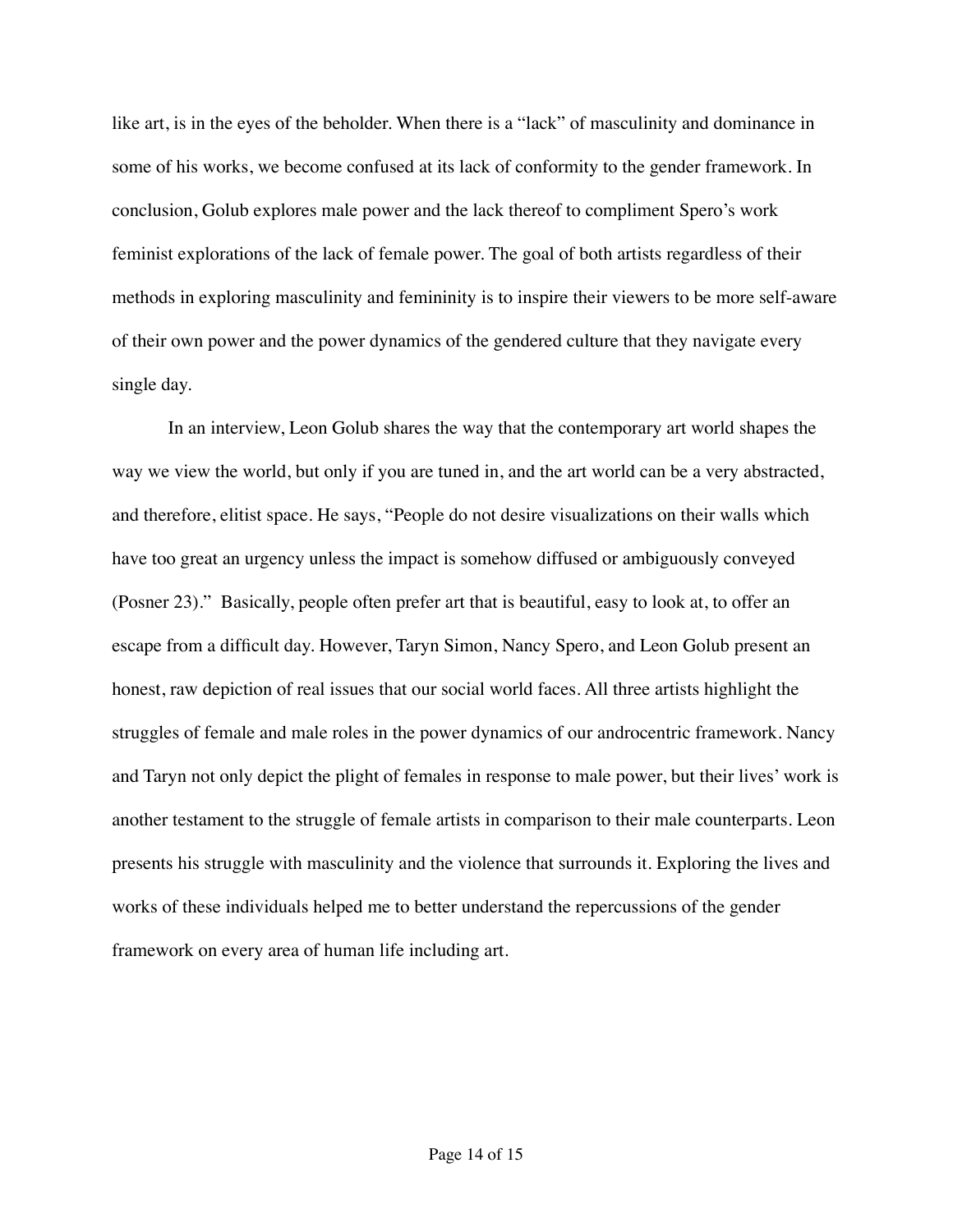like art, is in the eyes of the beholder. When there is a "lack" of masculinity and dominance in some of his works, we become confused at its lack of conformity to the gender framework. In conclusion, Golub explores male power and the lack thereof to compliment Spero's work feminist explorations of the lack of female power. The goal of both artists regardless of their methods in exploring masculinity and femininity is to inspire their viewers to be more self-aware of their own power and the power dynamics of the gendered culture that they navigate every single day.

In an interview, Leon Golub shares the way that the contemporary art world shapes the way we view the world, but only if you are tuned in, and the art world can be a very abstracted, and therefore, elitist space. He says, "People do not desire visualizations on their walls which have too great an urgency unless the impact is somehow diffused or ambiguously conveyed (Posner 23)." Basically, people often prefer art that is beautiful, easy to look at, to offer an escape from a difficult day. However, Taryn Simon, Nancy Spero, and Leon Golub present an honest, raw depiction of real issues that our social world faces. All three artists highlight the struggles of female and male roles in the power dynamics of our androcentric framework. Nancy and Taryn not only depict the plight of females in response to male power, but their lives' work is another testament to the struggle of female artists in comparison to their male counterparts. Leon presents his struggle with masculinity and the violence that surrounds it. Exploring the lives and works of these individuals helped me to better understand the repercussions of the gender framework on every area of human life including art.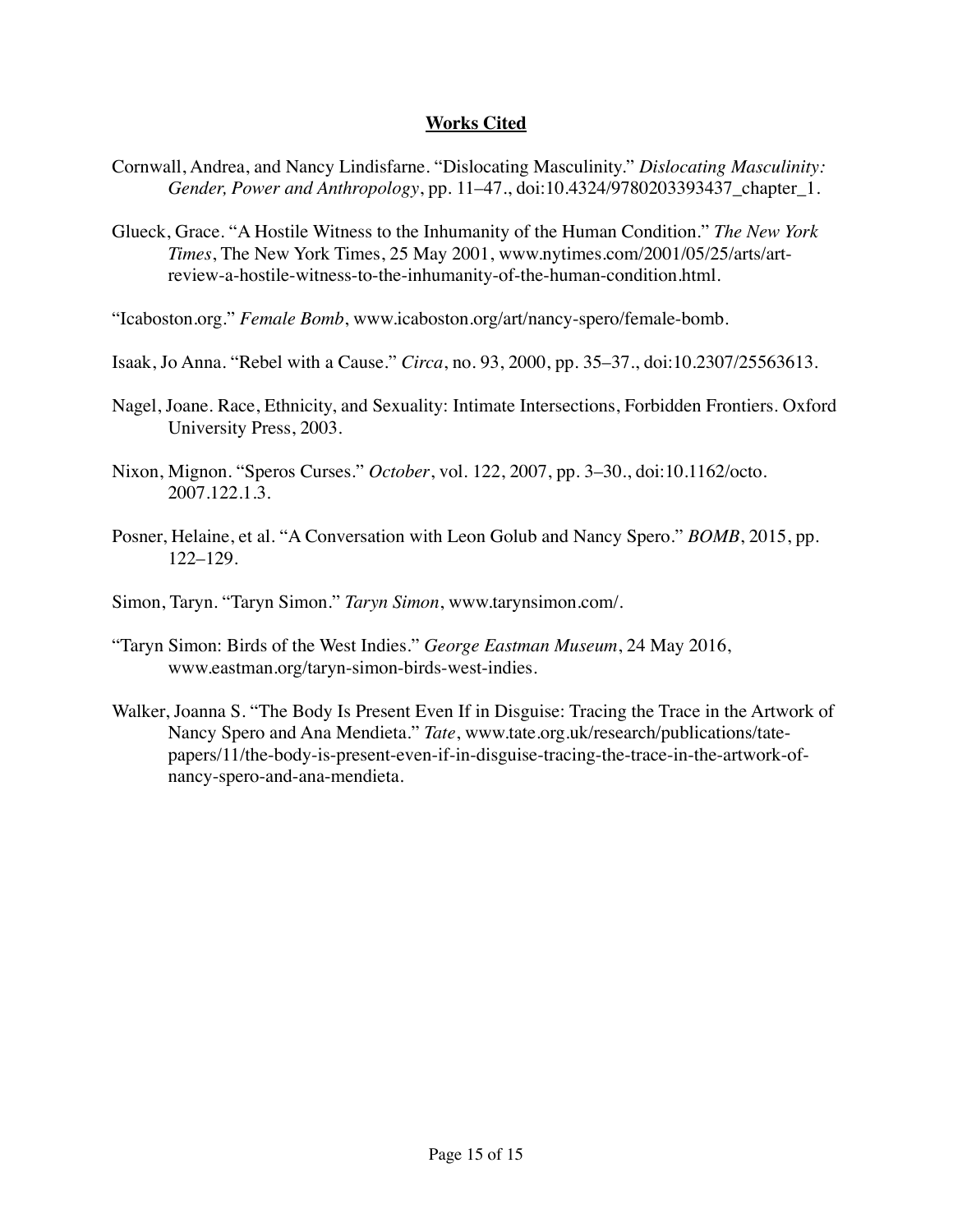**Works Cited**

Cornwall, Andrea, and Nancy Lindisfarne. "Dislocating Masculinity." *Dislocating Masculinity: Gender, Power and Anthropology*, pp. 11–47., doi:10.4324/9780203393437_chapter_1.

Glueck, Grace. "A Hostile Witness to the Inhumanity of the Human Condition." *The New York Times*, The New York Times, 25 May 2001, www.nytimes.com/2001/05/25/arts/art-review-a-hostile-witness-to-the-inhumanity-of-the-human-condition.html.

"Icaboston.org." *Female Bomb*, www.icaboston.org/art/nancy-spero/female-bomb.

Isaak, Jo Anna. "Rebel with a Cause." *Circa*, no. 93, 2000, pp. 35–37., doi:10.2307/25563613.

Nagel, Joane. Race, Ethnicity, and Sexuality: Intimate Intersections, Forbidden Frontiers. Oxford University Press, 2003.

Nixon, Mignon. "Speros Curses." *October*, vol. 122, 2007, pp. 3–30., doi:10.1162/octo.2007.122.1.3.

Posner, Helaine, et al. "A Conversation with Leon Golub and Nancy Spero." *BOMB*, 2015, pp. 122–129.

Simon, Taryn. "Taryn Simon." *Taryn Simon*, www.tarynsimon.com/.

"Taryn Simon: Birds of the West Indies." *George Eastman Museum*, 24 May 2016, www.eastman.org/taryn-simon-birds-west-indies.

Walker, Joanna S. "The Body Is Present Even If in Disguise: Tracing the Trace in the Artwork of Nancy Spero and Ana Mendieta." *Tate*, www.tate.org.uk/research/publications/tate-papers/11/the-body-is-present-even-if-in-disguise-tracing-the-trace-in-the-artwork-of-nancy-spero-and-ana-mendieta.